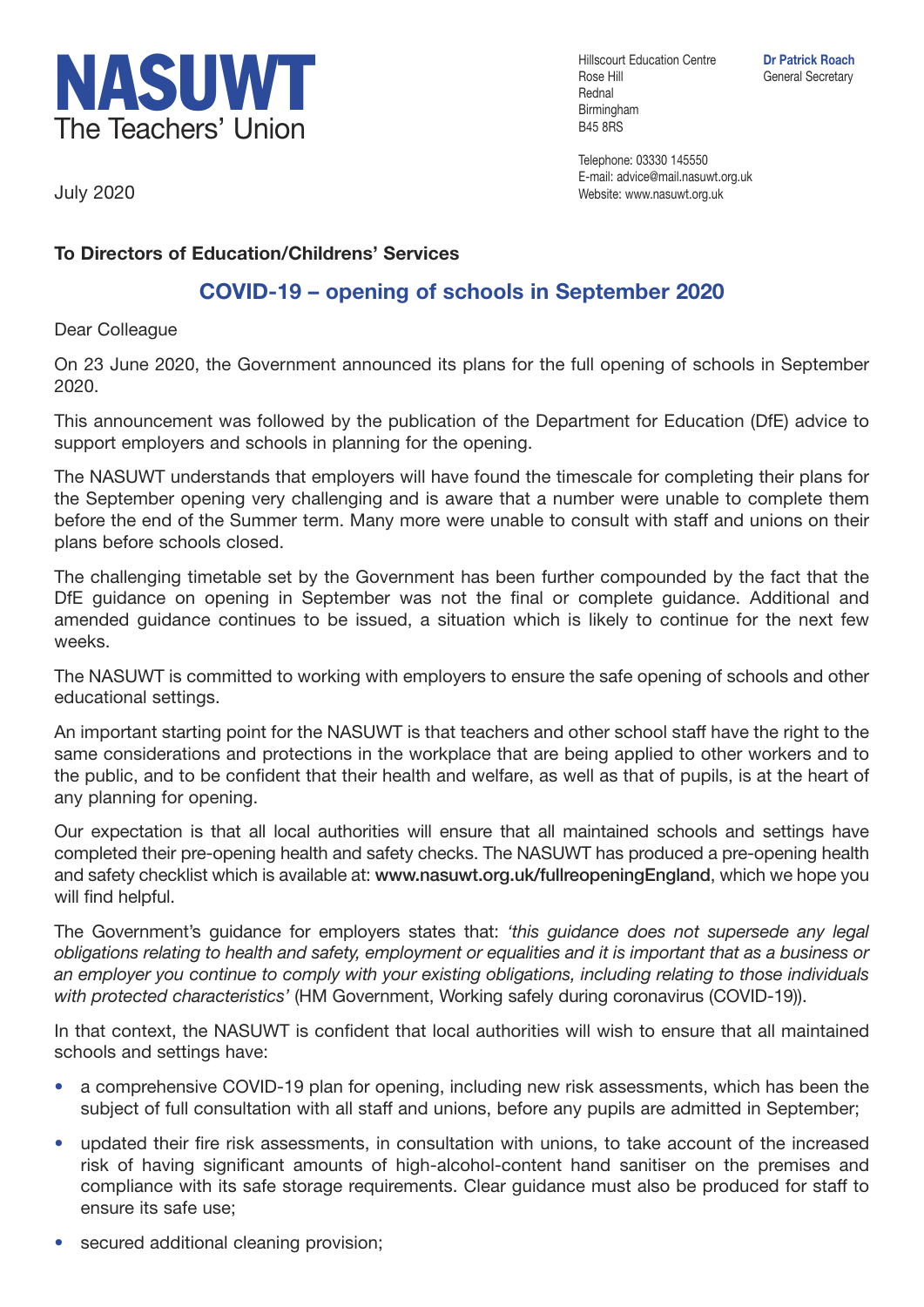# NASUWT
The Teachers' Union

Hillscourt Education Centre
Rose Hill
Rednal
Birmingham
B45 8RS

**Dr Patrick Roach**
General Secretary

Telephone: 03330 145550
E-mail: advice@mail.nasuwt.org.uk
Website: www.nasuwt.org.uk

July 2020

**To Directors of Education/Childrens' Services**

## COVID-19 – opening of schools in September 2020

Dear Colleague

On 23 June 2020, the Government announced its plans for the full opening of schools in September 2020.

This announcement was followed by the publication of the Department for Education (DfE) advice to support employers and schools in planning for the opening.

The NASUWT understands that employers will have found the timescale for completing their plans for the September opening very challenging and is aware that a number were unable to complete them before the end of the Summer term. Many more were unable to consult with staff and unions on their plans before schools closed.

The challenging timetable set by the Government has been further compounded by the fact that the DfE guidance on opening in September was not the final or complete guidance. Additional and amended guidance continues to be issued, a situation which is likely to continue for the next few weeks.

The NASUWT is committed to working with employers to ensure the safe opening of schools and other educational settings.

An important starting point for the NASUWT is that teachers and other school staff have the right to the same considerations and protections in the workplace that are being applied to other workers and to the public, and to be confident that their health and welfare, as well as that of pupils, is at the heart of any planning for opening.

Our expectation is that all local authorities will ensure that all maintained schools and settings have completed their pre-opening health and safety checks. The NASUWT has produced a pre-opening health and safety checklist which is available at: **www.nasuwt.org.uk/fullreopeningEngland**, which we hope you will find helpful.

The Government's guidance for employers states that: *'this guidance does not supersede any legal obligations relating to health and safety, employment or equalities and it is important that as a business or an employer you continue to comply with your existing obligations, including relating to those individuals with protected characteristics'* (HM Government, Working safely during coronavirus (COVID-19)).

In that context, the NASUWT is confident that local authorities will wish to ensure that all maintained schools and settings have:

- a comprehensive COVID-19 plan for opening, including new risk assessments, which has been the subject of full consultation with all staff and unions, before any pupils are admitted in September;
- updated their fire risk assessments, in consultation with unions, to take account of the increased risk of having significant amounts of high-alcohol-content hand sanitiser on the premises and compliance with its safe storage requirements. Clear guidance must also be produced for staff to ensure its safe use;
- secured additional cleaning provision;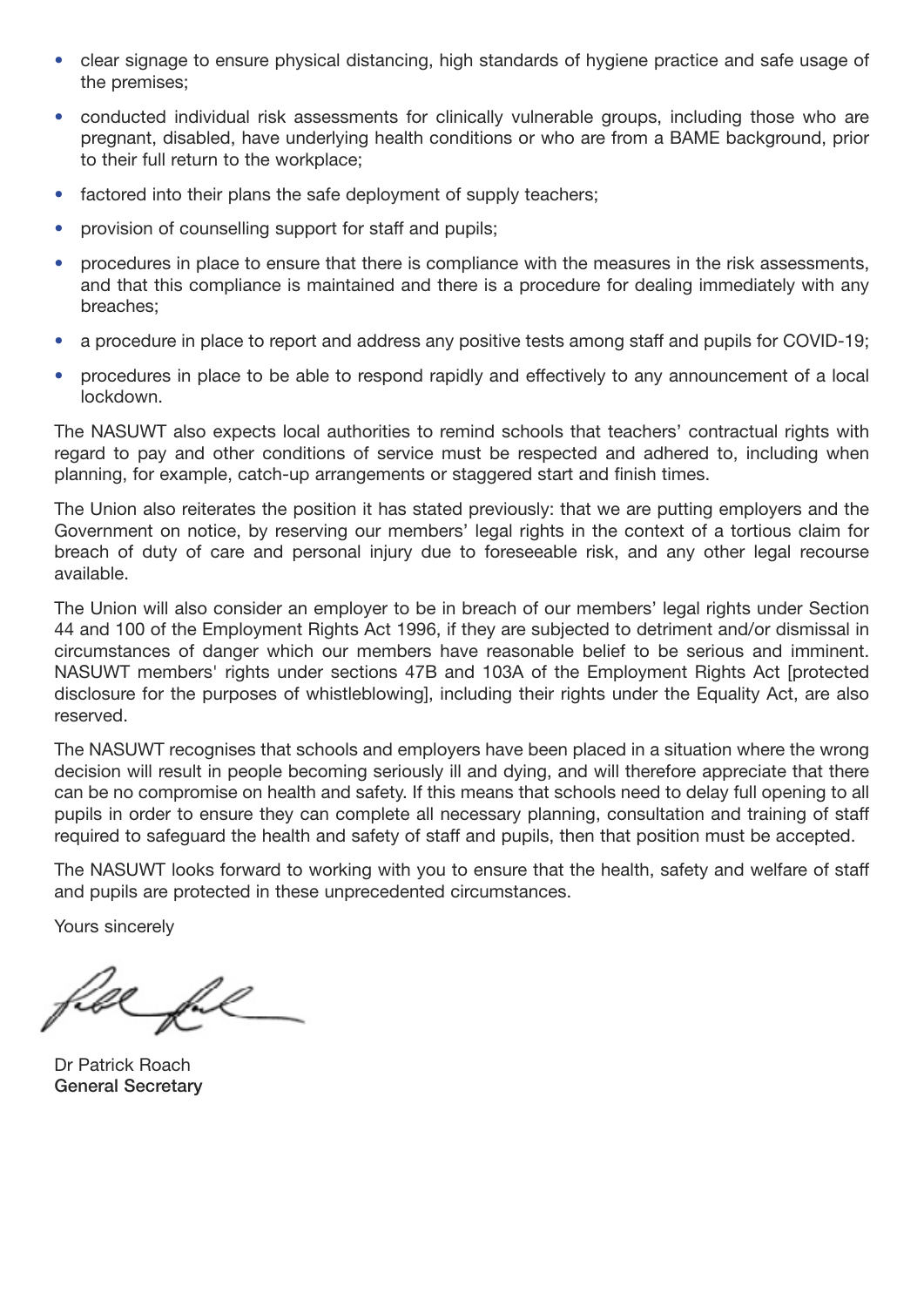- clear signage to ensure physical distancing, high standards of hygiene practice and safe usage of the premises;
- conducted individual risk assessments for clinically vulnerable groups, including those who are pregnant, disabled, have underlying health conditions or who are from a BAME background, prior to their full return to the workplace;
- factored into their plans the safe deployment of supply teachers;
- provision of counselling support for staff and pupils;
- procedures in place to ensure that there is compliance with the measures in the risk assessments, and that this compliance is maintained and there is a procedure for dealing immediately with any breaches;
- a procedure in place to report and address any positive tests among staff and pupils for COVID-19;
- procedures in place to be able to respond rapidly and effectively to any announcement of a local lockdown.

The NASUWT also expects local authorities to remind schools that teachers' contractual rights with regard to pay and other conditions of service must be respected and adhered to, including when planning, for example, catch-up arrangements or staggered start and finish times.

The Union also reiterates the position it has stated previously: that we are putting employers and the Government on notice, by reserving our members' legal rights in the context of a tortious claim for breach of duty of care and personal injury due to foreseeable risk, and any other legal recourse available.

The Union will also consider an employer to be in breach of our members' legal rights under Section 44 and 100 of the Employment Rights Act 1996, if they are subjected to detriment and/or dismissal in circumstances of danger which our members have reasonable belief to be serious and imminent. NASUWT members' rights under sections 47B and 103A of the Employment Rights Act [protected disclosure for the purposes of whistleblowing], including their rights under the Equality Act, are also reserved.

The NASUWT recognises that schools and employers have been placed in a situation where the wrong decision will result in people becoming seriously ill and dying, and will therefore appreciate that there can be no compromise on health and safety. If this means that schools need to delay full opening to all pupils in order to ensure they can complete all necessary planning, consultation and training of staff required to safeguard the health and safety of staff and pupils, then that position must be accepted.

The NASUWT looks forward to working with you to ensure that the health, safety and welfare of staff and pupils are protected in these unprecedented circumstances.

Yours sincerely

Dr Patrick Roach
**General Secretary**